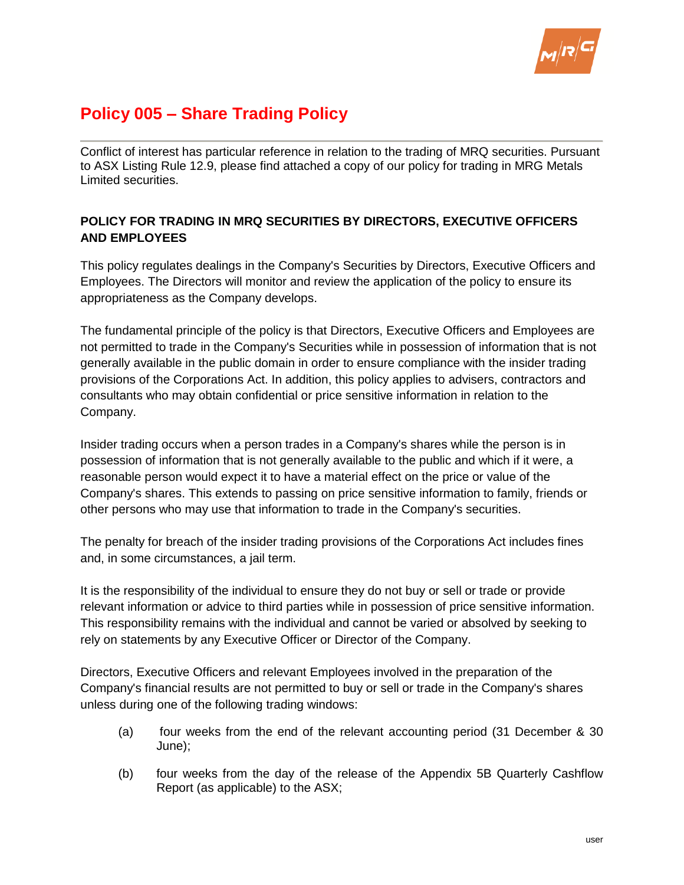# Policy 005 – Share Trading Policy

Conflict of interest has particular reference in relation to the trading of MRQ securities. Pursuant to ASX Listing Rule 12.9, please find attached a copy of our policy for trading in MRG Metals Limited securities.

**POLICY FOR TRADING IN MRQ SECURITIES BY DIRECTORS, EXECUTIVE OFFICERS AND EMPLOYEES**

This policy regulates dealings in the Company's Securities by Directors, Executive Officers and Employees. The Directors will monitor and review the application of the policy to ensure its appropriateness as the Company develops.

The fundamental principle of the policy is that Directors, Executive Officers and Employees are not permitted to trade in the Company's Securities while in possession of information that is not generally available in the public domain in order to ensure compliance with the insider trading provisions of the Corporations Act. In addition, this policy applies to advisers, contractors and consultants who may obtain confidential or price sensitive information in relation to the Company.

Insider trading occurs when a person trades in a Company's shares while the person is in possession of information that is not generally available to the public and which if it were, a reasonable person would expect it to have a material effect on the price or value of the Company's shares. This extends to passing on price sensitive information to family, friends or other persons who may use that information to trade in the Company's securities.

The penalty for breach of the insider trading provisions of the Corporations Act includes fines and, in some circumstances, a jail term.

It is the responsibility of the individual to ensure they do not buy or sell or trade or provide relevant information or advice to third parties while in possession of price sensitive information. This responsibility remains with the individual and cannot be varied or absolved by seeking to rely on statements by any Executive Officer or Director of the Company.

Directors, Executive Officers and relevant Employees involved in the preparation of the Company's financial results are not permitted to buy or sell or trade in the Company's shares unless during one of the following trading windows:

(a) four weeks from the end of the relevant accounting period (31 December & 30 June);

(b) four weeks from the day of the release of the Appendix 5B Quarterly Cashflow Report (as applicable) to the ASX;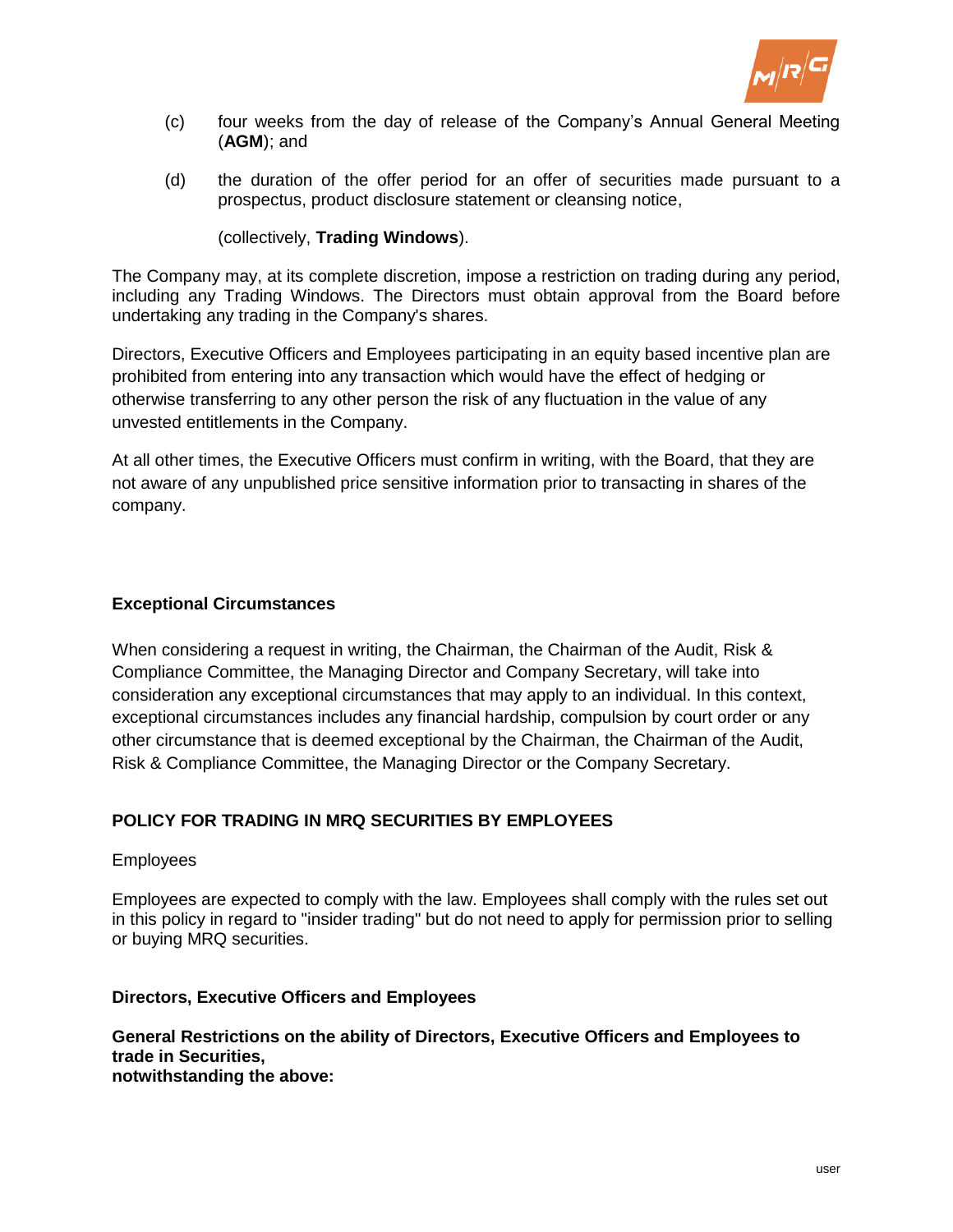(c) four weeks from the day of release of the Company's Annual General Meeting (**AGM**); and

(d) the duration of the offer period for an offer of securities made pursuant to a prospectus, product disclosure statement or cleansing notice,

(collectively, **Trading Windows**).

The Company may, at its complete discretion, impose a restriction on trading during any period, including any Trading Windows. The Directors must obtain approval from the Board before undertaking any trading in the Company's shares.

Directors, Executive Officers and Employees participating in an equity based incentive plan are prohibited from entering into any transaction which would have the effect of hedging or otherwise transferring to any other person the risk of any fluctuation in the value of any unvested entitlements in the Company.

At all other times, the Executive Officers must confirm in writing, with the Board, that they are not aware of any unpublished price sensitive information prior to transacting in shares of the company.

**Exceptional Circumstances**

When considering a request in writing, the Chairman, the Chairman of the Audit, Risk & Compliance Committee, the Managing Director and Company Secretary, will take into consideration any exceptional circumstances that may apply to an individual. In this context, exceptional circumstances includes any financial hardship, compulsion by court order or any other circumstance that is deemed exceptional by the Chairman, the Chairman of the Audit, Risk & Compliance Committee, the Managing Director or the Company Secretary.

**POLICY FOR TRADING IN MRQ SECURITIES BY EMPLOYEES**

Employees

Employees are expected to comply with the law. Employees shall comply with the rules set out in this policy in regard to "insider trading" but do not need to apply for permission prior to selling or buying MRQ securities.

**Directors, Executive Officers and Employees**

**General Restrictions on the ability of Directors, Executive Officers and Employees to trade in Securities,**
**notwithstanding the above:**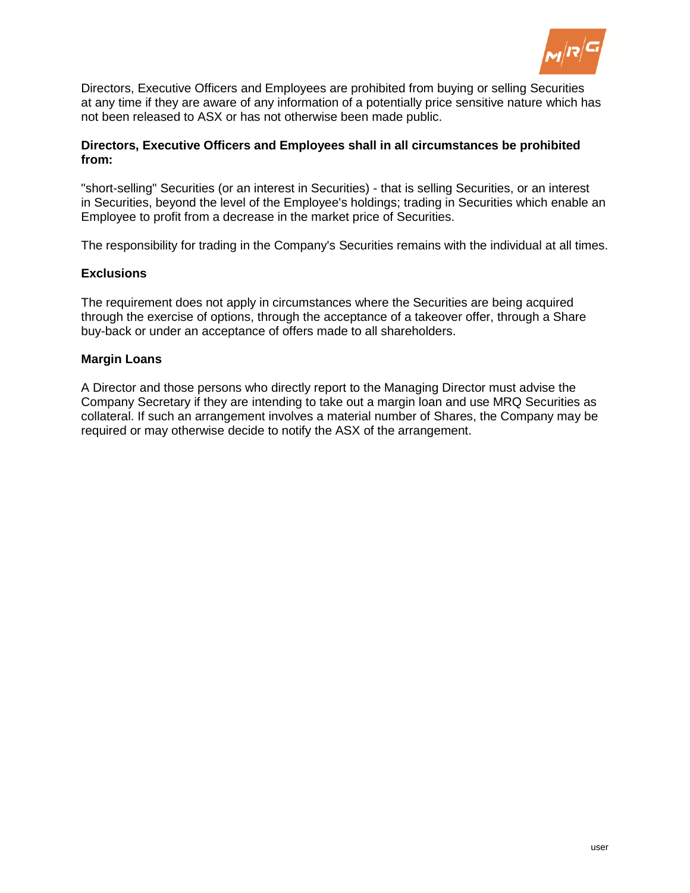Directors, Executive Officers and Employees are prohibited from buying or selling Securities at any time if they are aware of any information of a potentially price sensitive nature which has not been released to ASX or has not otherwise been made public.

**Directors, Executive Officers and Employees shall in all circumstances be prohibited from:**

"short-selling" Securities (or an interest in Securities) - that is selling Securities, or an interest in Securities, beyond the level of the Employee's holdings; trading in Securities which enable an Employee to profit from a decrease in the market price of Securities.

The responsibility for trading in the Company's Securities remains with the individual at all times.

**Exclusions**

The requirement does not apply in circumstances where the Securities are being acquired through the exercise of options, through the acceptance of a takeover offer, through a Share buy-back or under an acceptance of offers made to all shareholders.

**Margin Loans**

A Director and those persons who directly report to the Managing Director must advise the Company Secretary if they are intending to take out a margin loan and use MRQ Securities as collateral. If such an arrangement involves a material number of Shares, the Company may be required or may otherwise decide to notify the ASX of the arrangement.